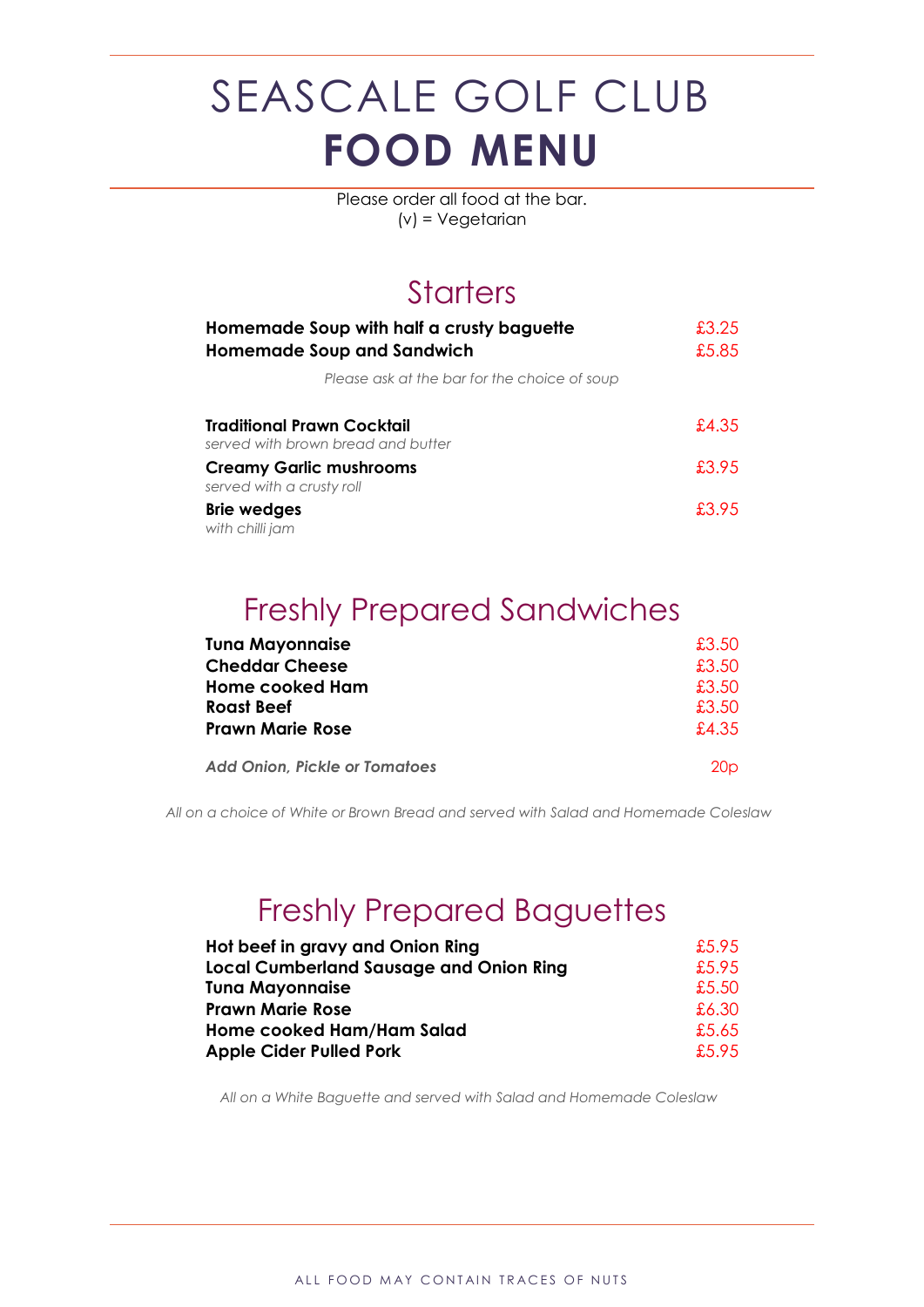# SEASCALE GOLF CLUB
# **FOOD MENU**

Please order all food at the bar.
(v) = Vegetarian

## Starters

| | |
|---|---|
| **Homemade Soup with half a crusty baguette** | £3.25 |
| **Homemade Soup and Sandwich** | £5.85 |

*Please ask at the bar for the choice of soup*

| | |
|---|---|
| **Traditional Prawn Cocktail**<br>*served with brown bread and butter* | £4.35 |
| **Creamy Garlic mushrooms**<br>*served with a crusty roll* | £3.95 |
| **Brie wedges**<br>*with chilli jam* | £3.95 |

## Freshly Prepared Sandwiches

| | |
|---|---|
| **Tuna Mayonnaise** | £3.50 |
| **Cheddar Cheese** | £3.50 |
| **Home cooked Ham** | £3.50 |
| **Roast Beef** | £3.50 |
| **Prawn Marie Rose** | £4.35 |
| ***Add Onion, Pickle or Tomatoes*** | 20p |

*All on a choice of White or Brown Bread and served with Salad and Homemade Coleslaw*

## Freshly Prepared Baguettes

| | |
|---|---|
| **Hot beef in gravy and Onion Ring** | £5.95 |
| **Local Cumberland Sausage and Onion Ring** | £5.95 |
| **Tuna Mayonnaise** | £5.50 |
| **Prawn Marie Rose** | £6.30 |
| **Home cooked Ham/Ham Salad** | £5.65 |
| **Apple Cider Pulled Pork** | £5.95 |

*All on a White Baguette and served with Salad and Homemade Coleslaw*

ALL FOOD MAY CONTAIN TRACES OF NUTS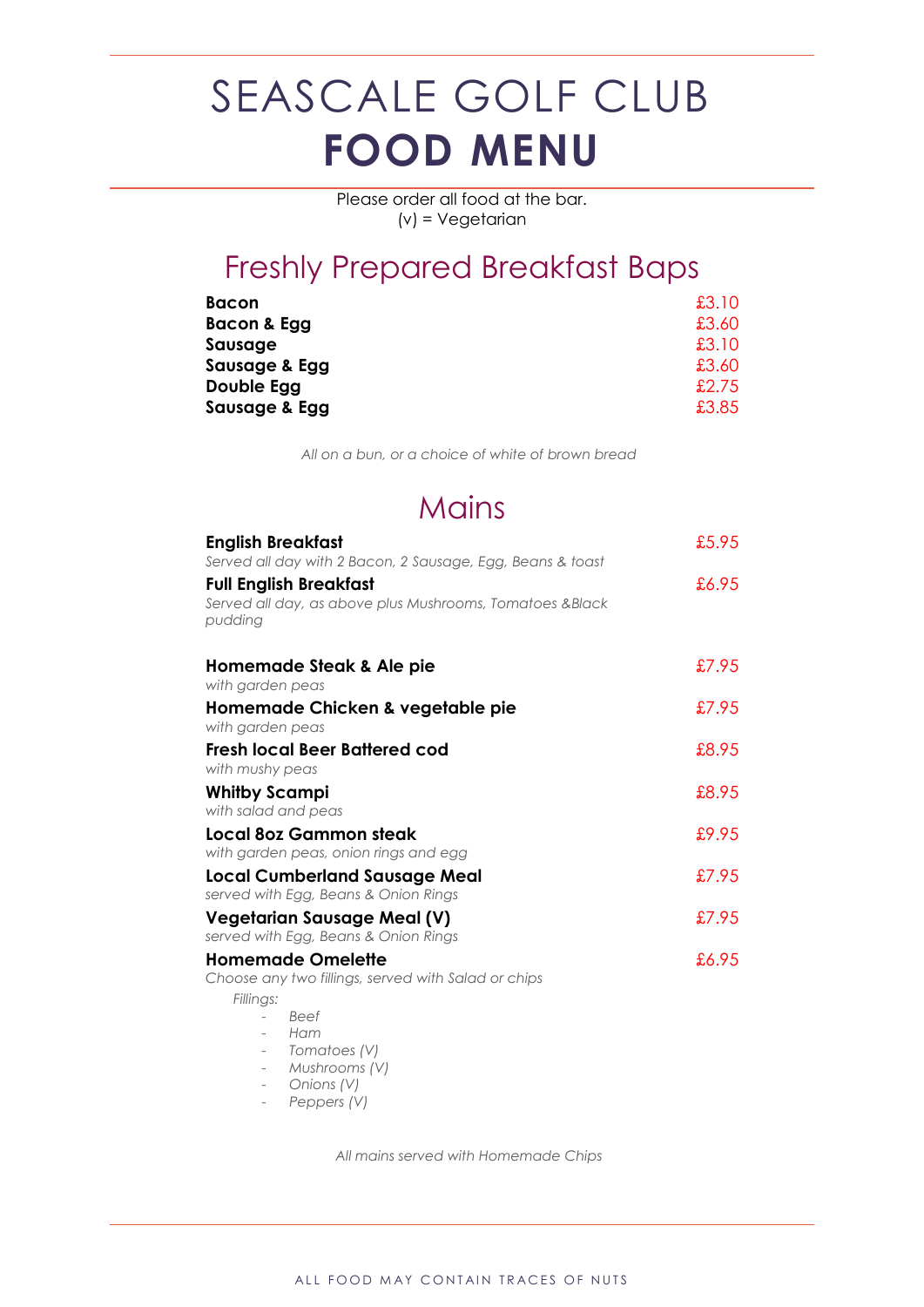# SEASCALE GOLF CLUB
# FOOD MENU

Please order all food at the bar.
(v) = Vegetarian

## Freshly Prepared Breakfast Baps

| | |
|---|---|
| **Bacon** | £3.10 |
| **Bacon & Egg** | £3.60 |
| **Sausage** | £3.10 |
| **Sausage & Egg** | £3.60 |
| **Double Egg** | £2.75 |
| **Sausage & Egg** | £3.85 |

*All on a bun, or a choice of white of brown bread*

## Mains

**English Breakfast** — £5.95
*Served all day with 2 Bacon, 2 Sausage, Egg, Beans & toast*

**Full English Breakfast** — £6.95
*Served all day, as above plus Mushrooms, Tomatoes &Black pudding*

**Homemade Steak & Ale pie** — £7.95
*with garden peas*

**Homemade Chicken & vegetable pie** — £7.95
*with garden peas*

**Fresh local Beer Battered cod** — £8.95
*with mushy peas*

**Whitby Scampi** — £8.95
*with salad and peas*

**Local 8oz Gammon steak** — £9.95
*with garden peas, onion rings and egg*

**Local Cumberland Sausage Meal** — £7.95
*served with Egg, Beans & Onion Rings*

**Vegetarian Sausage Meal (V)** — £7.95
*served with Egg, Beans & Onion Rings*

**Homemade Omelette** — £6.95
*Choose any two fillings, served with Salad or chips*

*Fillings:*
- *Beef*
- *Ham*
- *Tomatoes (V)*
- *Mushrooms (V)*
- *Onions (V)*
- *Peppers (V)*

*All mains served with Homemade Chips*

ALL FOOD MAY CONTAIN TRACES OF NUTS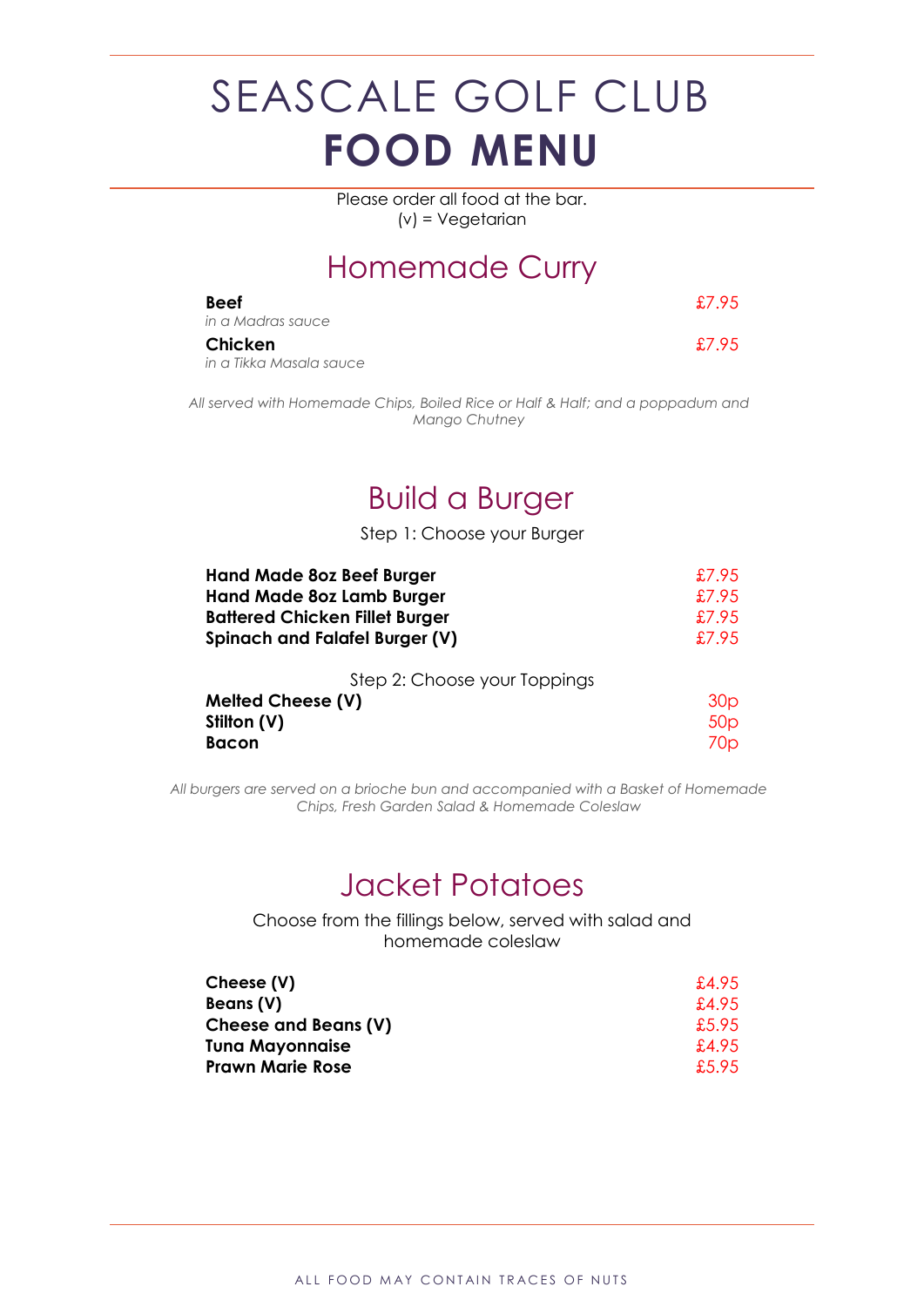# SEASCALE GOLF CLUB
# FOOD MENU

Please order all food at the bar.
(v) = Vegetarian

## Homemade Curry

| | |
|---|---|
| **Beef**<br>*in a Madras sauce* | £7.95 |
| **Chicken**<br>*in a Tikka Masala sauce* | £7.95 |

*All served with Homemade Chips, Boiled Rice or Half & Half; and a poppadum and Mango Chutney*

## Build a Burger

Step 1: Choose your Burger

| | |
|---|---|
| **Hand Made 8oz Beef Burger** | £7.95 |
| **Hand Made 8oz Lamb Burger** | £7.95 |
| **Battered Chicken Fillet Burger** | £7.95 |
| **Spinach and Falafel Burger (V)** | £7.95 |

Step 2: Choose your Toppings

| | |
|---|---|
| **Melted Cheese (V)** | 30p |
| **Stilton (V)** | 50p |
| **Bacon** | 70p |

*All burgers are served on a brioche bun and accompanied with a Basket of Homemade Chips, Fresh Garden Salad & Homemade Coleslaw*

## Jacket Potatoes

Choose from the fillings below, served with salad and homemade coleslaw

| | |
|---|---|
| **Cheese (V)** | £4.95 |
| **Beans (V)** | £4.95 |
| **Cheese and Beans (V)** | £5.95 |
| **Tuna Mayonnaise** | £4.95 |
| **Prawn Marie Rose** | £5.95 |

ALL FOOD MAY CONTAIN TRACES OF NUTS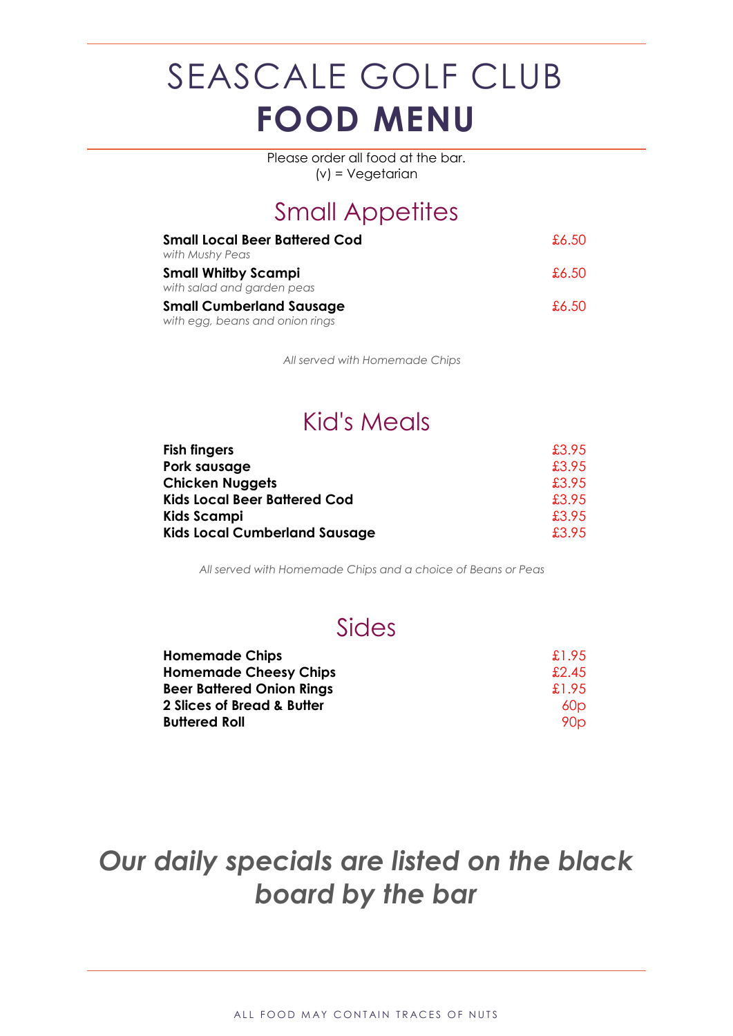# SEASCALE GOLF CLUB
# FOOD MENU

Please order all food at the bar.
(v) = Vegetarian

## Small Appetites

| | |
|---|---|
| **Small Local Beer Battered Cod**<br>*with Mushy Peas* | £6.50 |
| **Small Whitby Scampi**<br>*with salad and garden peas* | £6.50 |
| **Small Cumberland Sausage**<br>*with egg, beans and onion rings* | £6.50 |

*All served with Homemade Chips*

## Kid's Meals

| | |
|---|---|
| **Fish fingers** | £3.95 |
| **Pork sausage** | £3.95 |
| **Chicken Nuggets** | £3.95 |
| **Kids Local Beer Battered Cod** | £3.95 |
| **Kids Scampi** | £3.95 |
| **Kids Local Cumberland Sausage** | £3.95 |

*All served with Homemade Chips and a choice of Beans or Peas*

## Sides

| | |
|---|---|
| **Homemade Chips** | £1.95 |
| **Homemade Cheesy Chips** | £2.45 |
| **Beer Battered Onion Rings** | £1.95 |
| **2 Slices of Bread & Butter** | 60p |
| **Buttered Roll** | 90p |

***Our daily specials are listed on the black board by the bar***

ALL FOOD MAY CONTAIN TRACES OF NUTS